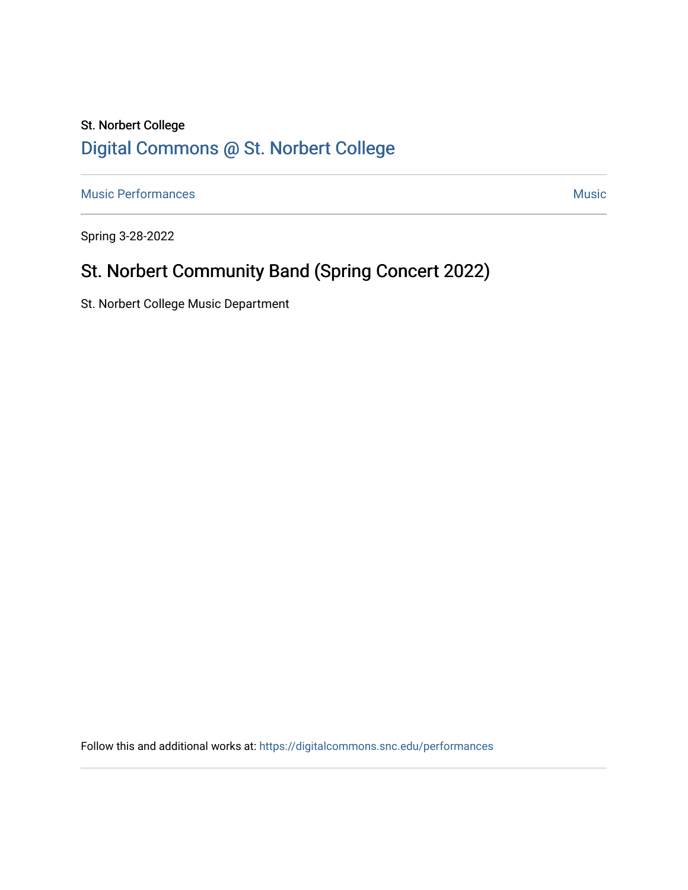St. Norbert College

Digital Commons @ St. Norbert College

Music Performances | Music

Spring 3-28-2022

# St. Norbert Community Band (Spring Concert 2022)

St. Norbert College Music Department

Follow this and additional works at: https://digitalcommons.snc.edu/performances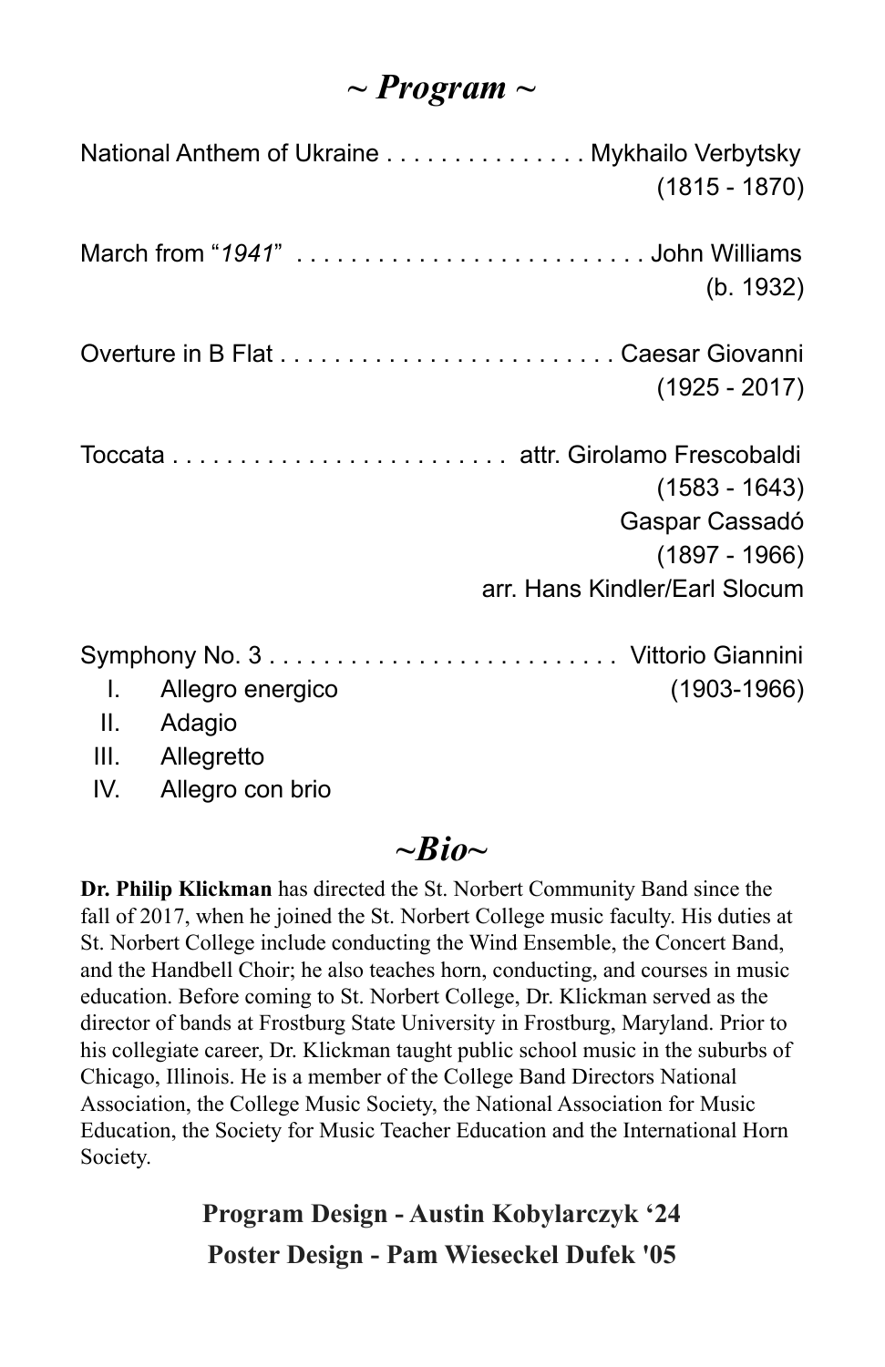## ~ *Program* ~

National Anthem of Ukraine . . . . . . . . . . . . . . . Mykhailo Verbytsky
(1815 - 1870)

March from "*1941*" . . . . . . . . . . . . . . . . . . . . . . . . . John Williams
(b. 1932)

Overture in B Flat . . . . . . . . . . . . . . . . . . . . . . . . . Caesar Giovanni
(1925 - 2017)

Toccata . . . . . . . . . . . . . . . . . . . . . . . . . attr. Girolamo Frescobaldi
(1583 - 1643)
Gaspar Cassadó
(1897 - 1966)
arr. Hans Kindler/Earl Slocum

Symphony No. 3 . . . . . . . . . . . . . . . . . . . . . . . . . . Vittorio Giannini
(1903-1966)

I. Allegro energico
II. Adagio
III. Allegretto
IV. Allegro con brio

## *~Bio~*

**Dr. Philip Klickman** has directed the St. Norbert Community Band since the fall of 2017, when he joined the St. Norbert College music faculty. His duties at St. Norbert College include conducting the Wind Ensemble, the Concert Band, and the Handbell Choir; he also teaches horn, conducting, and courses in music education. Before coming to St. Norbert College, Dr. Klickman served as the director of bands at Frostburg State University in Frostburg, Maryland. Prior to his collegiate career, Dr. Klickman taught public school music in the suburbs of Chicago, Illinois. He is a member of the College Band Directors National Association, the College Music Society, the National Association for Music Education, the Society for Music Teacher Education and the International Horn Society.

**Program Design - Austin Kobylarczyk '24**

**Poster Design - Pam Wieseckel Dufek '05**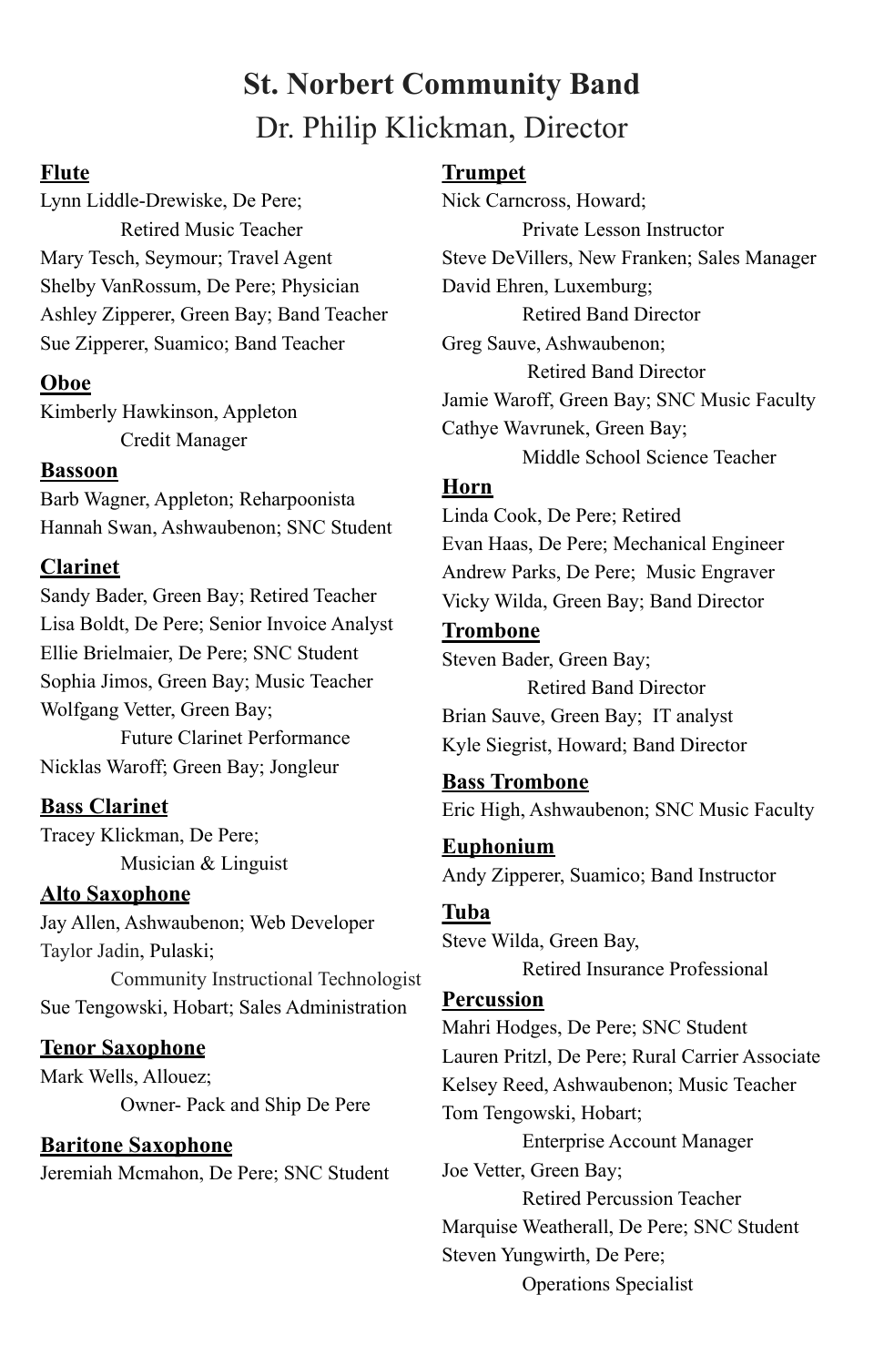# St. Northert Community Band

## Dr. Philip Klickman, Director

**Flute**

Lynn Liddle-Drewiske, De Pere; Retired Music Teacher
Mary Tesch, Seymour; Travel Agent
Shelby VanRossum, De Pere; Physician
Ashley Zipperer, Green Bay; Band Teacher
Sue Zipperer, Suamico; Band Teacher

**Oboe**

Kimberly Hawkinson, Appleton Credit Manager

**Bassoon**

Barb Wagner, Appleton; Reharpoonista
Hannah Swan, Ashwaubenon; SNC Student

**Clarinet**

Sandy Bader, Green Bay; Retired Teacher
Lisa Boldt, De Pere; Senior Invoice Analyst
Ellie Brielmaier, De Pere; SNC Student
Sophia Jimos, Green Bay; Music Teacher
Wolfgang Vetter, Green Bay; Future Clarinet Performance
Nicklas Waroff; Green Bay; Jongleur

**Bass Clarinet**

Tracey Klickman, De Pere; Musician & Linguist

**Alto Saxophone**

Jay Allen, Ashwaubenon; Web Developer
Taylor Jadin, Pulaski; Community Instructional Technologist
Sue Tengowski, Hobart; Sales Administration

**Tenor Saxophone**

Mark Wells, Allouez; Owner- Pack and Ship De Pere

**Baritone Saxophone**

Jeremiah Mcmahon, De Pere; SNC Student

**Trumpet**

Nick Carncross, Howard; Private Lesson Instructor
Steve DeVillers, New Franken; Sales Manager
David Ehren, Luxemburg; Retired Band Director
Greg Sauve, Ashwaubenon; Retired Band Director
Jamie Waroff, Green Bay; SNC Music Faculty
Cathye Wavrunek, Green Bay; Middle School Science Teacher

**Horn**

Linda Cook, De Pere; Retired
Evan Haas, De Pere; Mechanical Engineer
Andrew Parks, De Pere; Music Engraver
Vicky Wilda, Green Bay; Band Director

**Trombone**

Steven Bader, Green Bay; Retired Band Director
Brian Sauve, Green Bay; IT analyst
Kyle Siegrist, Howard; Band Director

**Bass Trombone**

Eric High, Ashwaubenon; SNC Music Faculty

**Euphonium**

Andy Zipperer, Suamico; Band Instructor

**Tuba**

Steve Wilda, Green Bay, Retired Insurance Professional

**Percussion**

Mahri Hodges, De Pere; SNC Student
Lauren Pritzl, De Pere; Rural Carrier Associate
Kelsey Reed, Ashwaubenon; Music Teacher
Tom Tengowski, Hobart; Enterprise Account Manager
Joe Vetter, Green Bay; Retired Percussion Teacher
Marquise Weatherall, De Pere; SNC Student
Steven Yungwirth, De Pere; Operations Specialist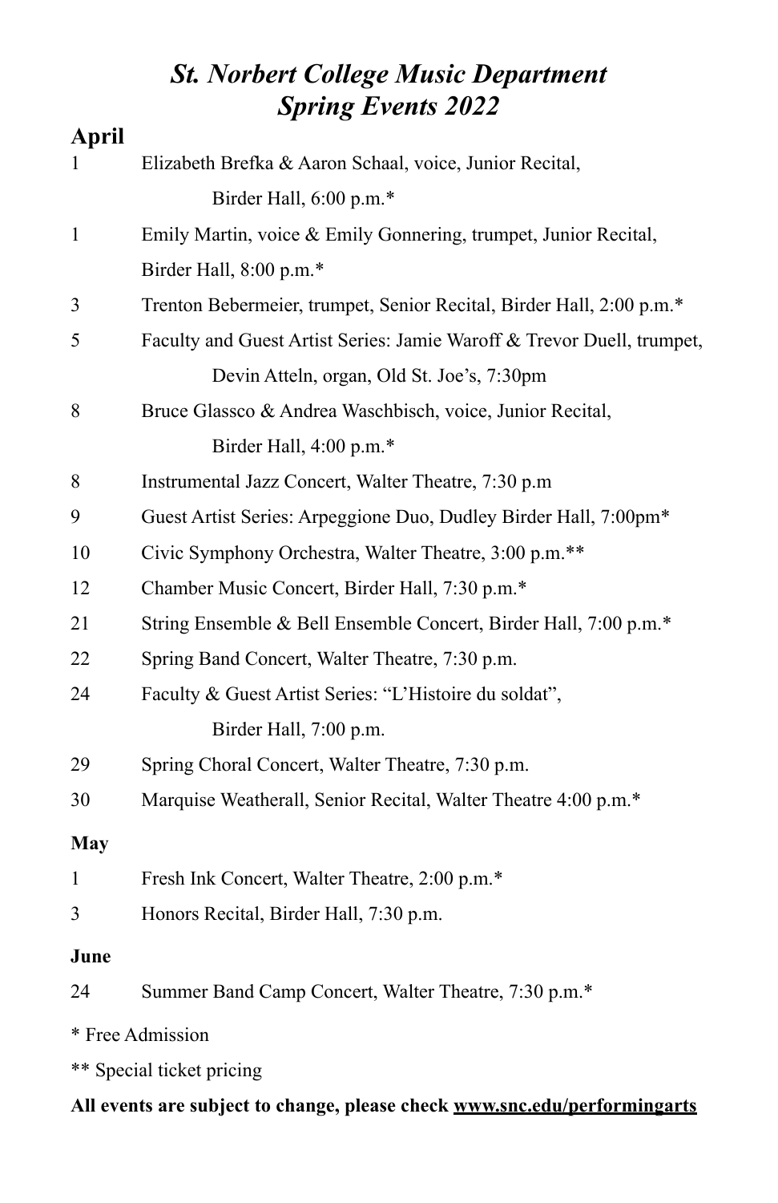# *St. Norbert College Music Department*
# *Spring Events 2022*

## April

| | |
|---|---|
| 1 | Elizabeth Brefka & Aaron Schaal, voice, Junior Recital, Birder Hall, 6:00 p.m.* |
| 1 | Emily Martin, voice & Emily Gonnering, trumpet, Junior Recital, Birder Hall, 8:00 p.m.* |
| 3 | Trenton Bebermeier, trumpet, Senior Recital, Birder Hall, 2:00 p.m.* |
| 5 | Faculty and Guest Artist Series: Jamie Waroff & Trevor Duell, trumpet, Devin Atteln, organ, Old St. Joe's, 7:30pm |
| 8 | Bruce Glassco & Andrea Waschbisch, voice, Junior Recital, Birder Hall, 4:00 p.m.* |
| 8 | Instrumental Jazz Concert, Walter Theatre, 7:30 p.m |
| 9 | Guest Artist Series: Arpeggione Duo, Dudley Birder Hall, 7:00pm* |
| 10 | Civic Symphony Orchestra, Walter Theatre, 3:00 p.m.** |
| 12 | Chamber Music Concert, Birder Hall, 7:30 p.m.* |
| 21 | String Ensemble & Bell Ensemble Concert, Birder Hall, 7:00 p.m.* |
| 22 | Spring Band Concert, Walter Theatre, 7:30 p.m. |
| 24 | Faculty & Guest Artist Series: "L'Histoire du soldat", Birder Hall, 7:00 p.m. |
| 29 | Spring Choral Concert, Walter Theatre, 7:30 p.m. |
| 30 | Marquise Weatherall, Senior Recital, Walter Theatre 4:00 p.m.* |

## May

| | |
|---|---|
| 1 | Fresh Ink Concert, Walter Theatre, 2:00 p.m.* |
| 3 | Honors Recital, Birder Hall, 7:30 p.m. |

## June

| | |
|---|---|
| 24 | Summer Band Camp Concert, Walter Theatre, 7:30 p.m.* |

\* Free Admission

** Special ticket pricing

**All events are subject to change, please check www.snc.edu/performingarts**